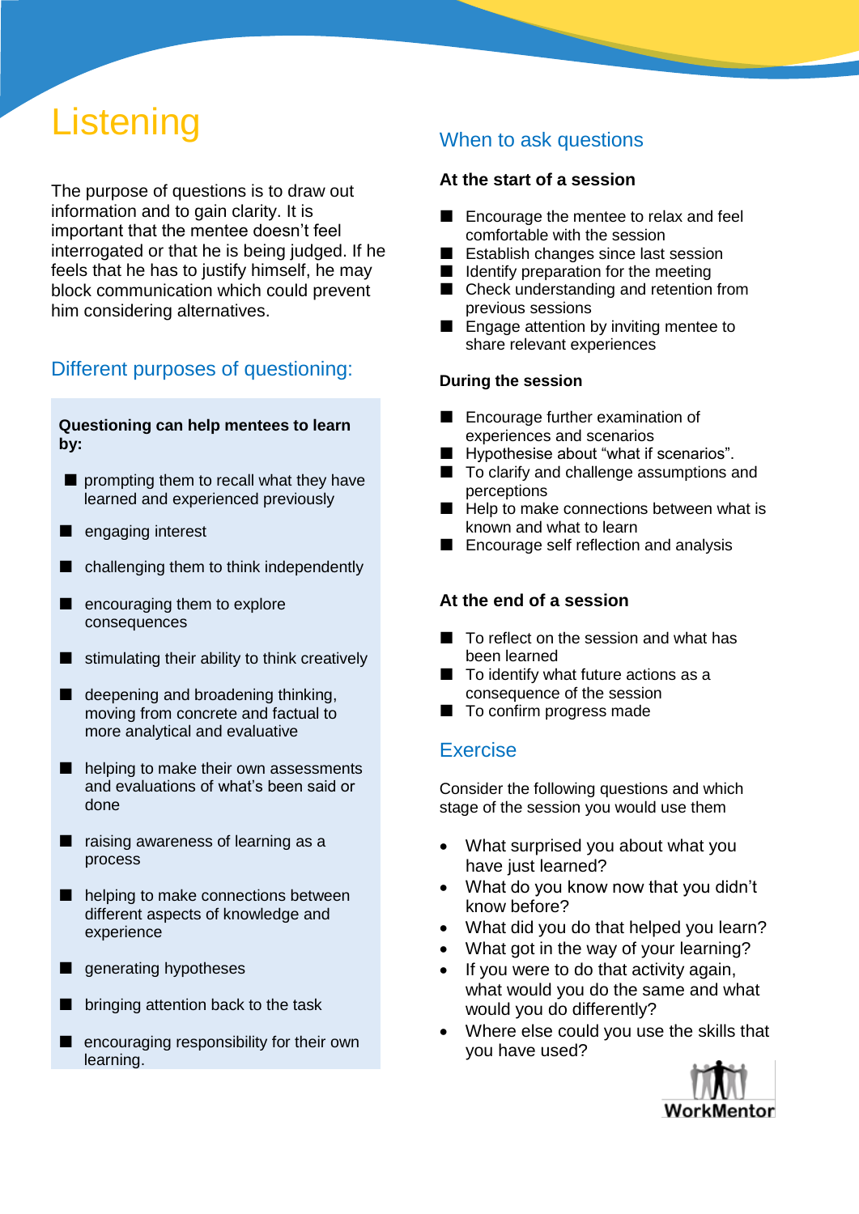# Listening

The purpose of questions is to draw out information and to gain clarity. It is important that the mentee doesn't feel interrogated or that he is being judged. If he feels that he has to justify himself, he may block communication which could prevent him considering alternatives.

## Different purposes of questioning:

**Questioning can help mentees to learn by:**

- prompting them to recall what they have learned and experienced previously
- engaging interest
- challenging them to think independently
- encouraging them to explore consequences
- stimulating their ability to think creatively
- deepening and broadening thinking, moving from concrete and factual to more analytical and evaluative
- helping to make their own assessments and evaluations of what's been said or done
- raising awareness of learning as a process
- helping to make connections between different aspects of knowledge and experience
- generating hypotheses
- bringing attention back to the task
- encouraging responsibility for their own learning.

## When to ask questions

### At the start of a session

- Encourage the mentee to relax and feel comfortable with the session
- Establish changes since last session
- Identify preparation for the meeting
- Check understanding and retention from previous sessions
- Engage attention by inviting mentee to share relevant experiences

### During the session

- Encourage further examination of experiences and scenarios
- Hypothesise about "what if scenarios".
- To clarify and challenge assumptions and perceptions
- Help to make connections between what is known and what to learn
- Encourage self reflection and analysis

### At the end of a session

- To reflect on the session and what has been learned
- To identify what future actions as a consequence of the session
- To confirm progress made

## Exercise

Consider the following questions and which stage of the session you would use them

- What surprised you about what you have just learned?
- What do you know now that you didn't know before?
- What did you do that helped you learn?
- What got in the way of your learning?
- If you were to do that activity again, what would you do the same and what would you do differently?
- Where else could you use the skills that you have used?

WorkMentor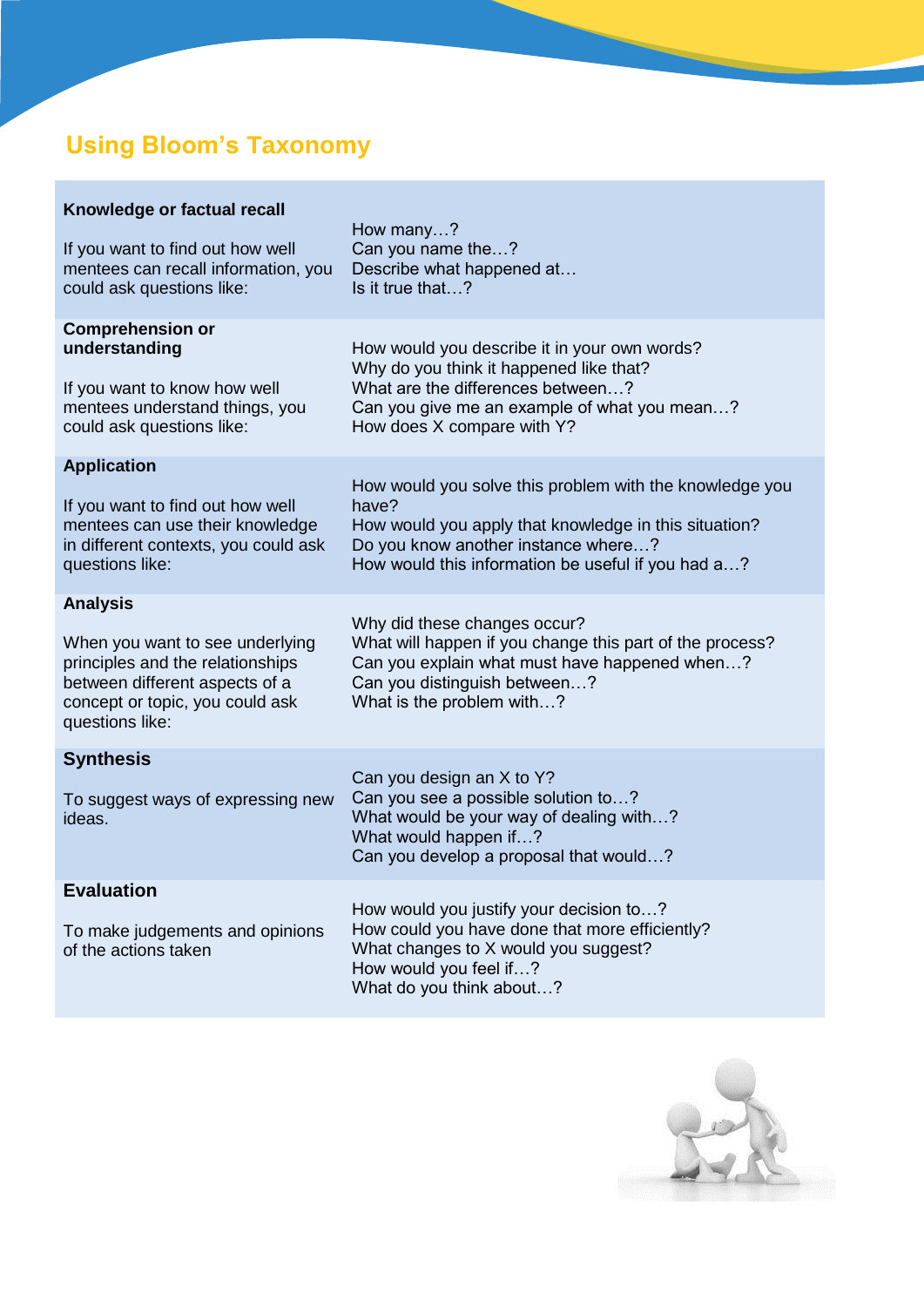## Using Bloom's Taxonomy

| | |
|---|---|
| **Knowledge or factual recall**<br><br>If you want to find out how well mentees can recall information, you could ask questions like: | How many…?<br>Can you name the…?<br>Describe what happened at…<br>Is it true that…? |
| **Comprehension or understanding**<br><br>If you want to know how well mentees understand things, you could ask questions like: | How would you describe it in your own words?<br>Why do you think it happened like that?<br>What are the differences between…?<br>Can you give me an example of what you mean…?<br>How does X compare with Y? |
| **Application**<br><br>If you want to find out how well mentees can use their knowledge in different contexts, you could ask questions like: | How would you solve this problem with the knowledge you have?<br>How would you apply that knowledge in this situation?<br>Do you know another instance where…?<br>How would this information be useful if you had a…? |
| **Analysis**<br><br>When you want to see underlying principles and the relationships between different aspects of a concept or topic, you could ask questions like: | Why did these changes occur?<br>What will happen if you change this part of the process?<br>Can you explain what must have happened when…?<br>Can you distinguish between…?<br>What is the problem with…? |
| **Synthesis**<br><br>To suggest ways of expressing new ideas. | Can you design an X to Y?<br>Can you see a possible solution to…?<br>What would be your way of dealing with…?<br>What would happen if…?<br>Can you develop a proposal that would…? |
| **Evaluation**<br><br>To make judgements and opinions of the actions taken | How would you justify your decision to…?<br>How could you have done that more efficiently?<br>What changes to X would you suggest?<br>How would you feel if…?<br>What do you think about…? |